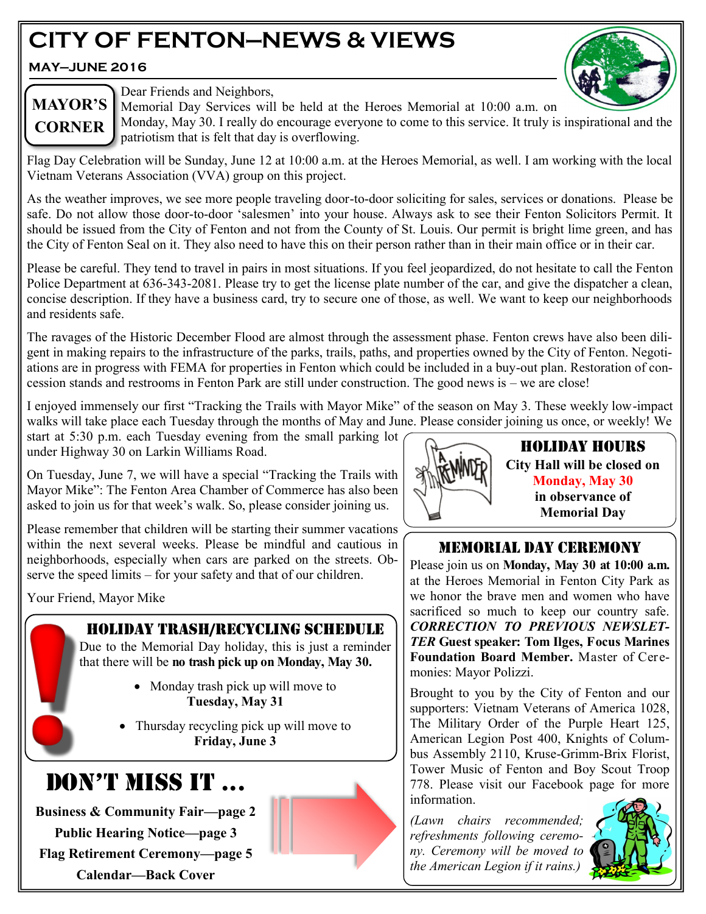# CITY OF FENTON—NEWS & VIEWS

**MAY—JUNE 2016**

## MAYOR'S CORNER

Dear Friends and Neighbors,

Memorial Day Services will be held at the Heroes Memorial at 10:00 a.m. on Monday, May 30. I really do encourage everyone to come to this service. It truly is inspirational and the patriotism that is felt that day is overflowing.

Flag Day Celebration will be Sunday, June 12 at 10:00 a.m. at the Heroes Memorial, as well. I am working with the local Vietnam Veterans Association (VVA) group on this project.

As the weather improves, we see more people traveling door-to-door soliciting for sales, services or donations. Please be safe. Do not allow those door-to-door 'salesmen' into your house. Always ask to see their Fenton Solicitors Permit. It should be issued from the City of Fenton and not from the County of St. Louis. Our permit is bright lime green, and has the City of Fenton Seal on it. They also need to have this on their person rather than in their main office or in their car.

Please be careful. They tend to travel in pairs in most situations. If you feel jeopardized, do not hesitate to call the Fenton Police Department at 636-343-2081. Please try to get the license plate number of the car, and give the dispatcher a clean, concise description. If they have a business card, try to secure one of those, as well. We want to keep our neighborhoods and residents safe.

The ravages of the Historic December Flood are almost through the assessment phase. Fenton crews have also been diligent in making repairs to the infrastructure of the parks, trails, paths, and properties owned by the City of Fenton. Negotiations are in progress with FEMA for properties in Fenton which could be included in a buy-out plan. Restoration of concession stands and restrooms in Fenton Park are still under construction. The good news is – we are close!

I enjoyed immensely our first "Tracking the Trails with Mayor Mike" of the season on May 3. These weekly low-impact walks will take place each Tuesday through the months of May and June. Please consider joining us once, or weekly! We start at 5:30 p.m. each Tuesday evening from the small parking lot under Highway 30 on Larkin Williams Road.

On Tuesday, June 7, we will have a special "Tracking the Trails with Mayor Mike": The Fenton Area Chamber of Commerce has also been asked to join us for that week's walk. So, please consider joining us.

Please remember that children will be starting their summer vacations within the next several weeks. Please be mindful and cautious in neighborhoods, especially when cars are parked on the streets. Observe the speed limits – for your safety and that of our children.

Your Friend, Mayor Mike

### HOLIDAY HOURS

**City Hall will be closed on Monday, May 30 in observance of Memorial Day**

### MEMORIAL DAY CEREMONY

Please join us on **Monday, May 30 at 10:00 a.m.** at the Heroes Memorial in Fenton City Park as we honor the brave men and women who have sacrificed so much to keep our country safe. ***CORRECTION TO PREVIOUS NEWSLETTER*** **Guest speaker: Tom Ilges, Focus Marines Foundation Board Member.** Master of Ceremonies: Mayor Polizzi.

Brought to you by the City of Fenton and our supporters: Vietnam Veterans of America 1028, The Military Order of the Purple Heart 125, American Legion Post 400, Knights of Columbus Assembly 2110, Kruse-Grimm-Brix Florist, Tower Music of Fenton and Boy Scout Troop 778. Please visit our Facebook page for more information.

*(Lawn chairs recommended; refreshments following ceremony. Ceremony will be moved to the American Legion if it rains.)*

### HOLIDAY TRASH/RECYCLING SCHEDULE

Due to the Memorial Day holiday, this is just a reminder that there will be **no trash pick up on Monday, May 30.**

- Monday trash pick up will move to **Tuesday, May 31**
- Thursday recycling pick up will move to **Friday, June 3**

## DON'T MISS IT ...

**Business & Community Fair—page 2**

**Public Hearing Notice—page 3**

**Flag Retirement Ceremony—page 5**

**Calendar—Back Cover**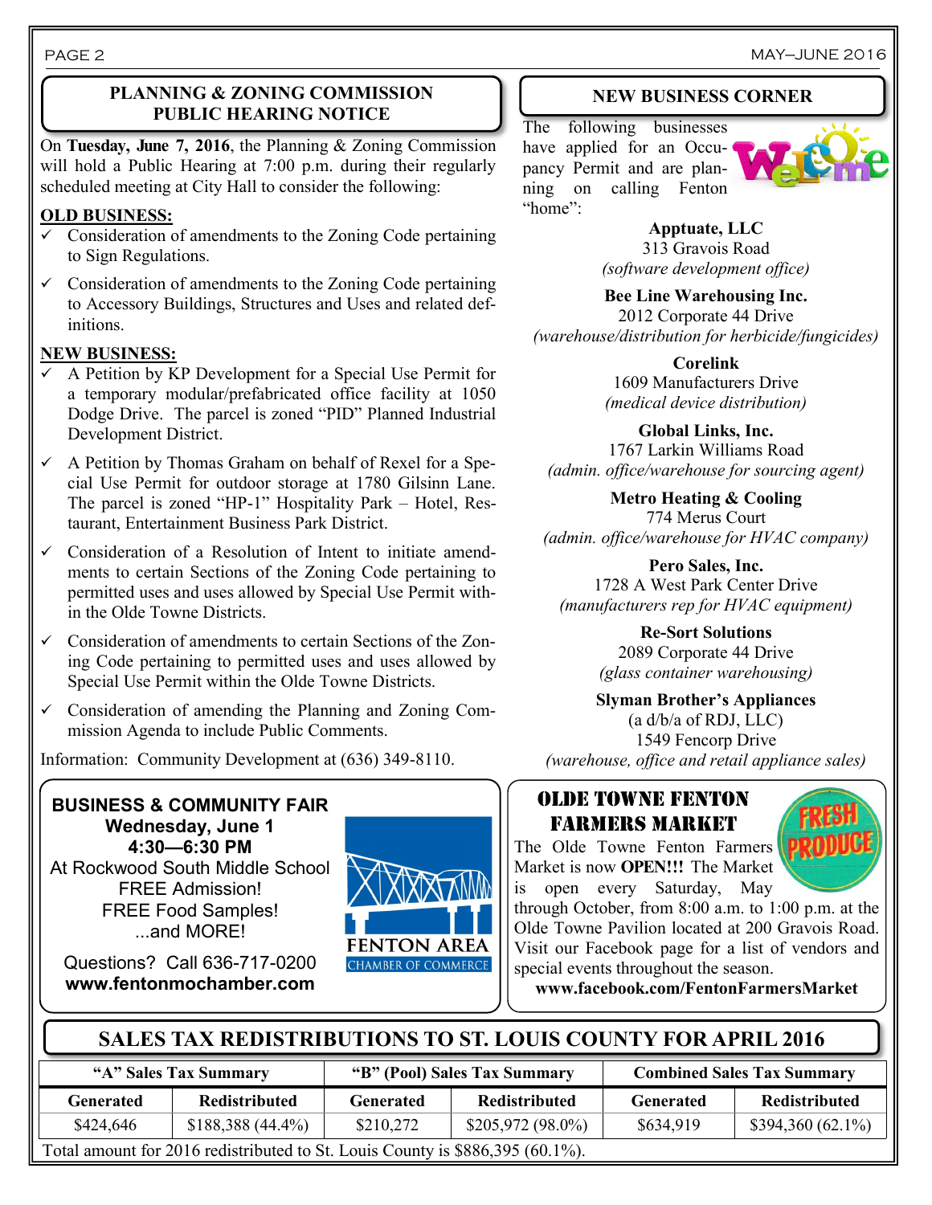## PLANNING & ZONING COMMISSION PUBLIC HEARING NOTICE

On **Tuesday, June 7, 2016**, the Planning & Zoning Commission will hold a Public Hearing at 7:00 p.m. during their regularly scheduled meeting at City Hall to consider the following:

**OLD BUSINESS:**

- ✓ Consideration of amendments to the Zoning Code pertaining to Sign Regulations.
- ✓ Consideration of amendments to the Zoning Code pertaining to Accessory Buildings, Structures and Uses and related definitions.

**NEW BUSINESS:**

- ✓ A Petition by KP Development for a Special Use Permit for a temporary modular/prefabricated office facility at 1050 Dodge Drive. The parcel is zoned “PID” Planned Industrial Development District.
- ✓ A Petition by Thomas Graham on behalf of Rexel for a Special Use Permit for outdoor storage at 1780 Gilsinn Lane. The parcel is zoned “HP-1” Hospitality Park – Hotel, Restaurant, Entertainment Business Park District.
- ✓ Consideration of a Resolution of Intent to initiate amendments to certain Sections of the Zoning Code pertaining to permitted uses and uses allowed by Special Use Permit within the Olde Towne Districts.
- ✓ Consideration of amendments to certain Sections of the Zoning Code pertaining to permitted uses and uses allowed by Special Use Permit within the Olde Towne Districts.
- ✓ Consideration of amending the Planning and Zoning Commission Agenda to include Public Comments.

Information: Community Development at (636) 349-8110.

## NEW BUSINESS CORNER

The following businesses have applied for an Occupancy Permit and are planning on calling Fenton “home”:

**Apptuate, LLC**
313 Gravois Road
*(software development office)*

**Bee Line Warehousing Inc.**
2012 Corporate 44 Drive
*(warehouse/distribution for herbicide/fungicides)*

**Corelink**
1609 Manufacturers Drive
*(medical device distribution)*

**Global Links, Inc.**
1767 Larkin Williams Road
*(admin. office/warehouse for sourcing agent)*

**Metro Heating & Cooling**
774 Merus Court
*(admin. office/warehouse for HVAC company)*

**Pero Sales, Inc.**
1728 A West Park Center Drive
*(manufacturers rep for HVAC equipment)*

**Re-Sort Solutions**
2089 Corporate 44 Drive
*(glass container warehousing)*

**Slyman Brother’s Appliances**
(a d/b/a of RDJ, LLC)
1549 Fencorp Drive
*(warehouse, office and retail appliance sales)*

## BUSINESS & COMMUNITY FAIR

**Wednesday, June 1**
**4:30—6:30 PM**
At Rockwood South Middle School
FREE Admission!
FREE Food Samples!
...and MORE!

Questions? Call 636-717-0200
**www.fentonmochamber.com**

FENTON AREA CHAMBER OF COMMERCE

## OLDE TOWNE FENTON FARMERS MARKET

The Olde Towne Fenton Farmers Market is now **OPEN!!!** The Market is open every Saturday, May through October, from 8:00 a.m. to 1:00 p.m. at the Olde Towne Pavilion located at 200 Gravois Road. Visit our Facebook page for a list of vendors and special events throughout the season.

**www.facebook.com/FentonFarmersMarket**

## SALES TAX REDISTRIBUTIONS TO ST. LOUIS COUNTY FOR APRIL 2016

| “A” Sales Tax Summary | | “B” (Pool) Sales Tax Summary | | Combined Sales Tax Summary | |
|---|---|---|---|---|---|
| **Generated** | **Redistributed** | **Generated** | **Redistributed** | **Generated** | **Redistributed** |
| $424,646 | $188,388 (44.4%) | $210,272 | $205,972 (98.0%) | $634,919 | $394,360 (62.1%) |

Total amount for 2016 redistributed to St. Louis County is $886,395 (60.1%).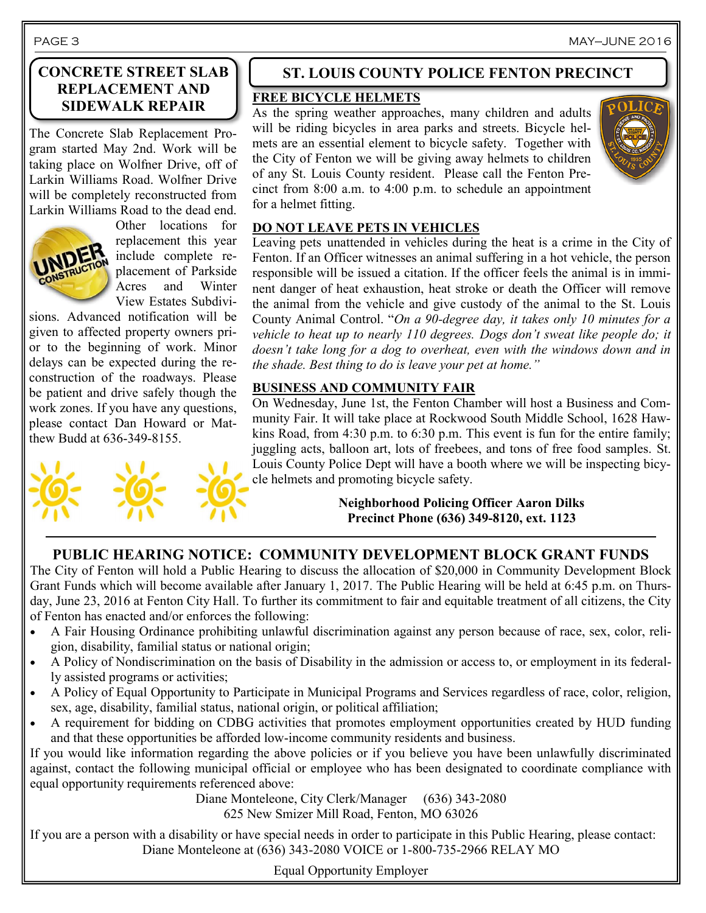## CONCRETE STREET SLAB REPLACEMENT AND SIDEWALK REPAIR

The Concrete Slab Replacement Program started May 2nd. Work will be taking place on Wolfner Drive, off of Larkin Williams Road. Wolfner Drive will be completely reconstructed from Larkin Williams Road to the dead end. Other locations for replacement this year include complete replacement of Parkside Acres and Winter View Estates Subdivisions. Advanced notification will be given to affected property owners prior to the beginning of work. Minor delays can be expected during the reconstruction of the roadways. Please be patient and drive safely though the work zones. If you have any questions, please contact Dan Howard or Matthew Budd at 636-349-8155.

## ST. LOUIS COUNTY POLICE FENTON PRECINCT

**FREE BICYCLE HELMETS**

As the spring weather approaches, many children and adults will be riding bicycles in area parks and streets. Bicycle helmets are an essential element to bicycle safety. Together with the City of Fenton we will be giving away helmets to children of any St. Louis County resident. Please call the Fenton Precinct from 8:00 a.m. to 4:00 p.m. to schedule an appointment for a helmet fitting.

**DO NOT LEAVE PETS IN VEHICLES**

Leaving pets unattended in vehicles during the heat is a crime in the City of Fenton. If an Officer witnesses an animal suffering in a hot vehicle, the person responsible will be issued a citation. If the officer feels the animal is in imminent danger of heat exhaustion, heat stroke or death the Officer will remove the animal from the vehicle and give custody of the animal to the St. Louis County Animal Control. "*On a 90-degree day, it takes only 10 minutes for a vehicle to heat up to nearly 110 degrees. Dogs don't sweat like people do; it doesn't take long for a dog to overheat, even with the windows down and in the shade. Best thing to do is leave your pet at home.*"

**BUSINESS AND COMMUNITY FAIR**

On Wednesday, June 1st, the Fenton Chamber will host a Business and Community Fair. It will take place at Rockwood South Middle School, 1628 Hawkins Road, from 4:30 p.m. to 6:30 p.m. This event is fun for the entire family; juggling acts, balloon art, lots of freebees, and tons of free food samples. St. Louis County Police Dept will have a booth where we will be inspecting bicycle helmets and promoting bicycle safety.

**Neighborhood Policing Officer Aaron Dilks**
**Precinct Phone (636) 349-8120, ext. 1123**

## PUBLIC HEARING NOTICE: COMMUNITY DEVELOPMENT BLOCK GRANT FUNDS

The City of Fenton will hold a Public Hearing to discuss the allocation of $20,000 in Community Development Block Grant Funds which will become available after January 1, 2017. The Public Hearing will be held at 6:45 p.m. on Thursday, June 23, 2016 at Fenton City Hall. To further its commitment to fair and equitable treatment of all citizens, the City of Fenton has enacted and/or enforces the following:

- A Fair Housing Ordinance prohibiting unlawful discrimination against any person because of race, sex, color, religion, disability, familial status or national origin;
- A Policy of Nondiscrimination on the basis of Disability in the admission or access to, or employment in its federally assisted programs or activities;
- A Policy of Equal Opportunity to Participate in Municipal Programs and Services regardless of race, color, religion, sex, age, disability, familial status, national origin, or political affiliation;
- A requirement for bidding on CDBG activities that promotes employment opportunities created by HUD funding and that these opportunities be afforded low-income community residents and business.

If you would like information regarding the above policies or if you believe you have been unlawfully discriminated against, contact the following municipal official or employee who has been designated to coordinate compliance with equal opportunity requirements referenced above:

Diane Monteleone, City Clerk/Manager (636) 343-2080
625 New Smizer Mill Road, Fenton, MO 63026

If you are a person with a disability or have special needs in order to participate in this Public Hearing, please contact: Diane Monteleone at (636) 343-2080 VOICE or 1-800-735-2966 RELAY MO

Equal Opportunity Employer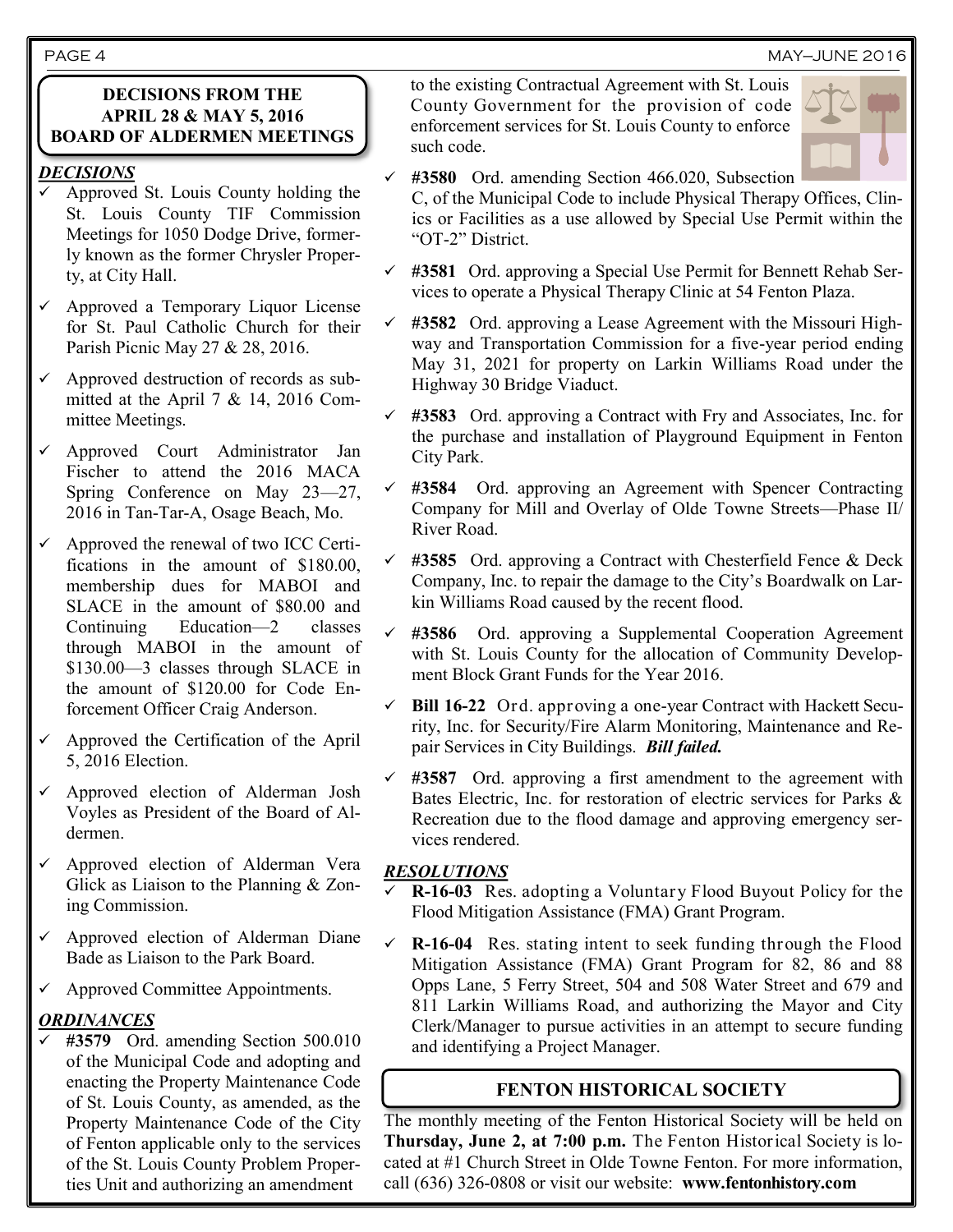## DECISIONS FROM THE APRIL 28 & MAY 5, 2016 BOARD OF ALDERMEN MEETINGS

### *DECISIONS*

- ✓ Approved St. Louis County holding the St. Louis County TIF Commission Meetings for 1050 Dodge Drive, formerly known as the former Chrysler Property, at City Hall.
- ✓ Approved a Temporary Liquor License for St. Paul Catholic Church for their Parish Picnic May 27 & 28, 2016.
- ✓ Approved destruction of records as submitted at the April 7 & 14, 2016 Committee Meetings.
- ✓ Approved Court Administrator Jan Fischer to attend the 2016 MACA Spring Conference on May 23—27, 2016 in Tan-Tar-A, Osage Beach, Mo.
- ✓ Approved the renewal of two ICC Certifications in the amount of $180.00, membership dues for MABOI and SLACE in the amount of $80.00 and Continuing Education—2 classes through MABOI in the amount of $130.00—3 classes through SLACE in the amount of $120.00 for Code Enforcement Officer Craig Anderson.
- ✓ Approved the Certification of the April 5, 2016 Election.
- ✓ Approved election of Alderman Josh Voyles as President of the Board of Aldermen.
- ✓ Approved election of Alderman Vera Glick as Liaison to the Planning & Zoning Commission.
- ✓ Approved election of Alderman Diane Bade as Liaison to the Park Board.
- ✓ Approved Committee Appointments.

### *ORDINANCES*

- ✓ **#3579** Ord. amending Section 500.010 of the Municipal Code and adopting and enacting the Property Maintenance Code of St. Louis County, as amended, as the Property Maintenance Code of the City of Fenton applicable only to the services of the St. Louis County Problem Properties Unit and authorizing an amendment to the existing Contractual Agreement with St. Louis County Government for the provision of code enforcement services for St. Louis County to enforce such code.
- ✓ **#3580** Ord. amending Section 466.020, Subsection C, of the Municipal Code to include Physical Therapy Offices, Clinics or Facilities as a use allowed by Special Use Permit within the "OT-2" District.
- ✓ **#3581** Ord. approving a Special Use Permit for Bennett Rehab Services to operate a Physical Therapy Clinic at 54 Fenton Plaza.
- ✓ **#3582** Ord. approving a Lease Agreement with the Missouri Highway and Transportation Commission for a five-year period ending May 31, 2021 for property on Larkin Williams Road under the Highway 30 Bridge Viaduct.
- ✓ **#3583** Ord. approving a Contract with Fry and Associates, Inc. for the purchase and installation of Playground Equipment in Fenton City Park.
- ✓ **#3584** Ord. approving an Agreement with Spencer Contracting Company for Mill and Overlay of Olde Towne Streets—Phase II/ River Road.
- ✓ **#3585** Ord. approving a Contract with Chesterfield Fence & Deck Company, Inc. to repair the damage to the City's Boardwalk on Larkin Williams Road caused by the recent flood.
- ✓ **#3586** Ord. approving a Supplemental Cooperation Agreement with St. Louis County for the allocation of Community Development Block Grant Funds for the Year 2016.
- ✓ **Bill 16-22** Ord. approving a one-year Contract with Hackett Security, Inc. for Security/Fire Alarm Monitoring, Maintenance and Repair Services in City Buildings. ***Bill failed.***
- ✓ **#3587** Ord. approving a first amendment to the agreement with Bates Electric, Inc. for restoration of electric services for Parks & Recreation due to the flood damage and approving emergency services rendered.

### *RESOLUTIONS*

- ✓ **R-16-03** Res. adopting a Voluntary Flood Buyout Policy for the Flood Mitigation Assistance (FMA) Grant Program.
- ✓ **R-16-04** Res. stating intent to seek funding through the Flood Mitigation Assistance (FMA) Grant Program for 82, 86 and 88 Opps Lane, 5 Ferry Street, 504 and 508 Water Street and 679 and 811 Larkin Williams Road, and authorizing the Mayor and City Clerk/Manager to pursue activities in an attempt to secure funding and identifying a Project Manager.

## FENTON HISTORICAL SOCIETY

The monthly meeting of the Fenton Historical Society will be held on **Thursday, June 2, at 7:00 p.m.** The Fenton Historical Society is located at #1 Church Street in Olde Towne Fenton. For more information, call (636) 326-0808 or visit our website: **www.fentonhistory.com**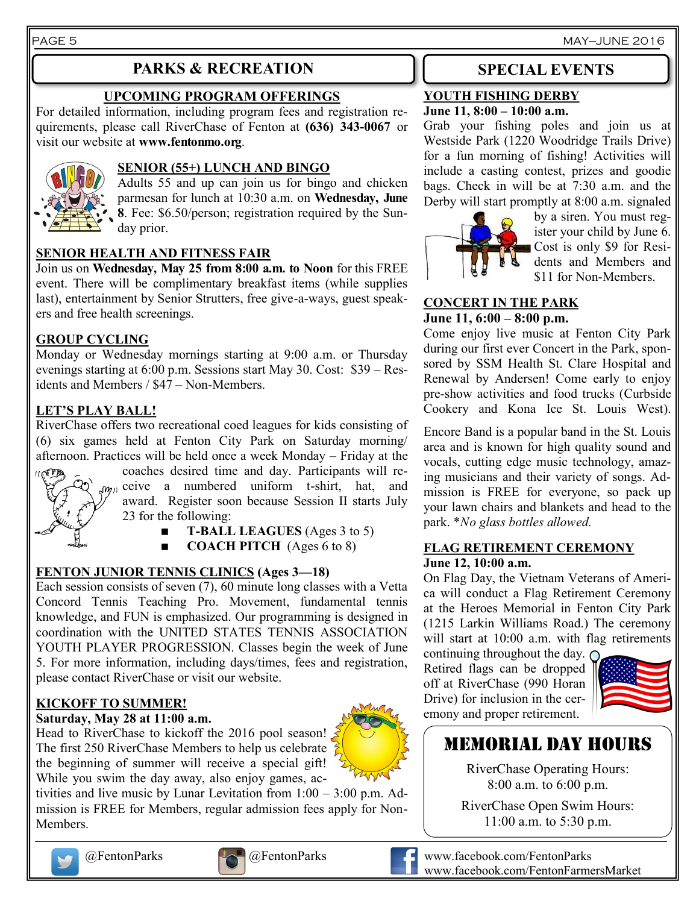## PARKS & RECREATION

### UPCOMING PROGRAM OFFERINGS

For detailed information, including program fees and registration requirements, please call RiverChase of Fenton at **(636) 343-0067** or visit our website at **www.fentonmo.org**.

### SENIOR (55+) LUNCH AND BINGO

Adults 55 and up can join us for bingo and chicken parmesan for lunch at 10:30 a.m. on **Wednesday, June 8**. Fee: $6.50/person; registration required by the Sunday prior.

### SENIOR HEALTH AND FITNESS FAIR

Join us on **Wednesday, May 25 from 8:00 a.m. to Noon** for this FREE event. There will be complimentary breakfast items (while supplies last), entertainment by Senior Strutters, free give-a-ways, guest speakers and free health screenings.

### GROUP CYCLING

Monday or Wednesday mornings starting at 9:00 a.m. or Thursday evenings starting at 6:00 p.m. Sessions start May 30. Cost: $39 – Residents and Members / $47 – Non-Members.

### LET'S PLAY BALL!

RiverChase offers two recreational coed leagues for kids consisting of (6) six games held at Fenton City Park on Saturday morning/afternoon. Practices will be held once a week Monday – Friday at the coaches desired time and day. Participants will receive a numbered uniform t-shirt, hat, and award. Register soon because Session II starts July 23 for the following:

- **T-BALL LEAGUES** (Ages 3 to 5)
- **COACH PITCH** (Ages 6 to 8)

### FENTON JUNIOR TENNIS CLINICS (Ages 3—18)

Each session consists of seven (7), 60 minute long classes with a Vetta Concord Tennis Teaching Pro. Movement, fundamental tennis knowledge, and FUN is emphasized. Our programming is designed in coordination with the UNITED STATES TENNIS ASSOCIATION YOUTH PLAYER PROGRESSION. Classes begin the week of June 5. For more information, including days/times, fees and registration, please contact RiverChase or visit our website.

### KICKOFF TO SUMMER!

**Saturday, May 28 at 11:00 a.m.**

Head to RiverChase to kickoff the 2016 pool season! The first 250 RiverChase Members to help us celebrate the beginning of summer will receive a special gift! While you swim the day away, also enjoy games, activities and live music by Lunar Levitation from 1:00 – 3:00 p.m. Admission is FREE for Members, regular admission fees apply for Non-Members.

## SPECIAL EVENTS

### YOUTH FISHING DERBY

**June 11, 8:00 – 10:00 a.m.**

Grab your fishing poles and join us at Westside Park (1220 Woodridge Trails Drive) for a fun morning of fishing! Activities will include a casting contest, prizes and goodie bags. Check in will be at 7:30 a.m. and the Derby will start promptly at 8:00 a.m. signaled by a siren. You must register your child by June 6. Cost is only $9 for Residents and Members and $11 for Non-Members.

### CONCERT IN THE PARK

**June 11, 6:00 – 8:00 p.m.**

Come enjoy live music at Fenton City Park during our first ever Concert in the Park, sponsored by SSM Health St. Clare Hospital and Renewal by Andersen! Come early to enjoy pre-show activities and food trucks (Curbside Cookery and Kona Ice St. Louis West).

Encore Band is a popular band in the St. Louis area and is known for high quality sound and vocals, cutting edge music technology, amazing musicians and their variety of songs. Admission is FREE for everyone, so pack up your lawn chairs and blankets and head to the park. **No glass bottles allowed.*

### FLAG RETIREMENT CEREMONY

**June 12, 10:00 a.m.**

On Flag Day, the Vietnam Veterans of America will conduct a Flag Retirement Ceremony at the Heroes Memorial in Fenton City Park (1215 Larkin Williams Road.) The ceremony will start at 10:00 a.m. with flag retirements continuing throughout the day. Retired flags can be dropped off at RiverChase (990 Horan Drive) for inclusion in the ceremony and proper retirement.

## MEMORIAL DAY HOURS

RiverChase Operating Hours:
8:00 a.m. to 6:00 p.m.

RiverChase Open Swim Hours:
11:00 a.m. to 5:30 p.m.

---

@FentonParks @FentonParks www.facebook.com/FentonParks
www.facebook.com/FentonFarmersMarket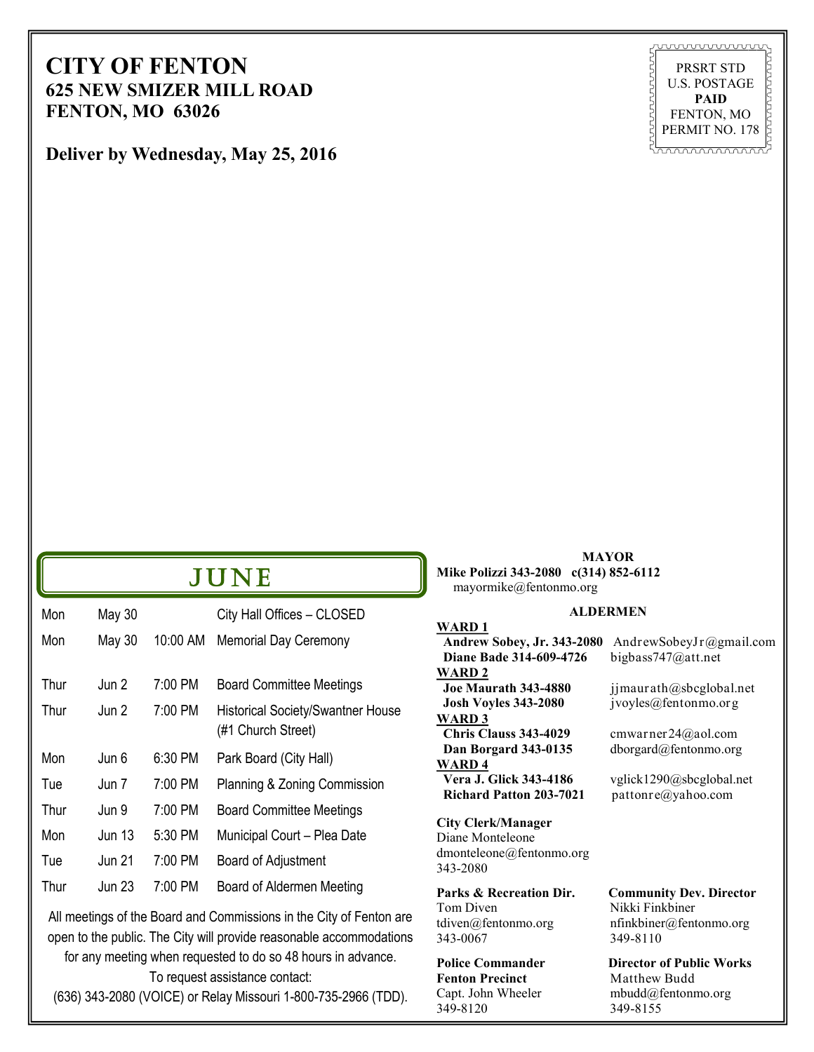# CITY OF FENTON

**625 NEW SMIZER MILL ROAD**
**FENTON, MO 63026**

**Deliver by Wednesday, May 25, 2016**

PRSRT STD
U.S. POSTAGE
**PAID**
FENTON, MO
PERMIT NO. 178

## JUNE

| | | | |
|---|---|---|---|
| Mon | May 30 | | City Hall Offices – CLOSED |
| Mon | May 30 | 10:00 AM | Memorial Day Ceremony |
| Thur | Jun 2 | 7:00 PM | Board Committee Meetings |
| Thur | Jun 2 | 7:00 PM | Historical Society/Swantner House (#1 Church Street) |
| Mon | Jun 6 | 6:30 PM | Park Board (City Hall) |
| Tue | Jun 7 | 7:00 PM | Planning & Zoning Commission |
| Thur | Jun 9 | 7:00 PM | Board Committee Meetings |
| Mon | Jun 13 | 5:30 PM | Municipal Court – Plea Date |
| Tue | Jun 21 | 7:00 PM | Board of Adjustment |
| Thur | Jun 23 | 7:00 PM | Board of Aldermen Meeting |

All meetings of the Board and Commissions in the City of Fenton are open to the public. The City will provide reasonable accommodations for any meeting when requested to do so 48 hours in advance. To request assistance contact:
(636) 343-2080 (VOICE) or Relay Missouri 1-800-735-2966 (TDD).

**MAYOR**
**Mike Polizzi 343-2080 c(314) 852-6112**
mayormike@fentonmo.org

**ALDERMEN**

**WARD 1**
**Andrew Sobey, Jr. 343-2080** AndrewSobeyJr@gmail.com
**Diane Bade 314-609-4726** bigbass747@att.net

**WARD 2**
**Joe Maurath 343-4880** jjmaurath@sbcglobal.net
**Josh Voyles 343-2080** jvoyles@fentonmo.org

**WARD 3**
**Chris Clauss 343-4029** cmwarner24@aol.com
**Dan Borgard 343-0135** dborgard@fentonmo.org

**WARD 4**
**Vera J. Glick 343-4186** vglick1290@sbcglobal.net
**Richard Patton 203-7021** pattonre@yahoo.com

**City Clerk/Manager**
Diane Monteleone
dmonteleone@fentonmo.org
343-2080

**Parks & Recreation Dir.**
Tom Diven
tdiven@fentonmo.org
343-0067

**Community Dev. Director**
Nikki Finkbiner
nfinkbiner@fentonmo.org
349-8110

**Police Commander**
**Fenton Precinct**
Capt. John Wheeler
349-8120

**Director of Public Works**
Matthew Budd
mbudd@fentonmo.org
349-8155